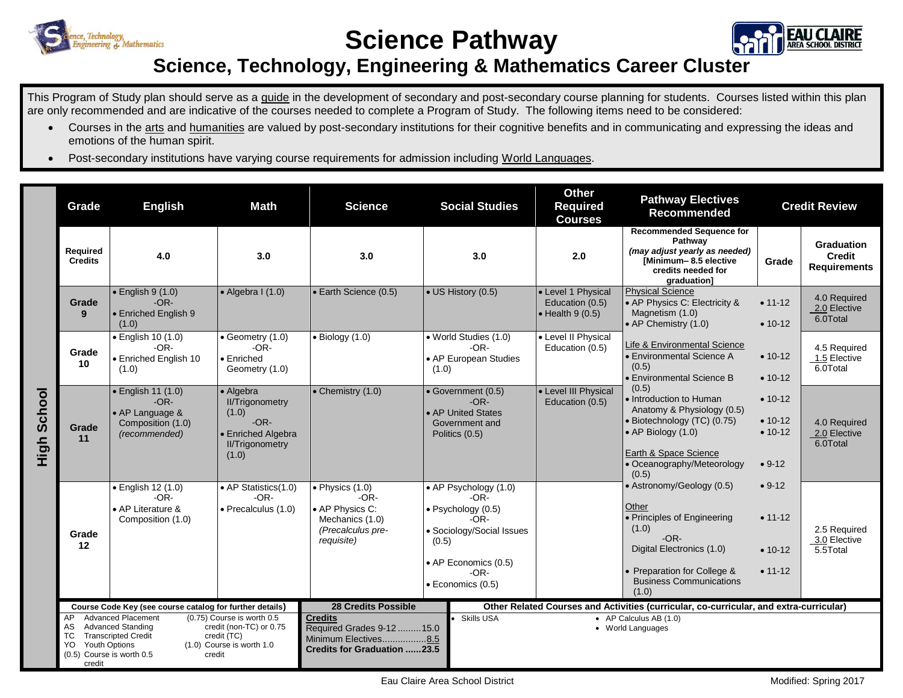# Science Pathway

## Science, Technology, Engineering & Mathematics Career Cluster

This Program of Study plan should serve as a guide in the development of secondary and post-secondary course planning for students. Courses listed within this plan are only recommended and are indicative of the courses needed to complete a Program of Study. The following items need to be considered:

- Courses in the arts and humanities are valued by post-secondary institutions for their cognitive benefits and in communicating and expressing the ideas and emotions of the human spirit.
- Post-secondary institutions have varying course requirements for admission including World Languages.

| Grade | English | Math | Science | Social Studies | Other Required Courses | Pathway Electives Recommended | | Credit Review |
|---|---|---|---|---|---|---|---|---|
| **Required Credits** | 4.0 | 3.0 | 3.0 | 3.0 | 2.0 | **Recommended Sequence for Pathway** *(may adjust yearly as needed)* **[Minimum– 8.5 elective credits needed for graduation]** | **Grade** | **Graduation Credit Requirements** |
| **Grade 9** | • English 9 (1.0) -OR- • Enriched English 9 (1.0) | • Algebra I (1.0) | • Earth Science (0.5) | • US History (0.5) | • Level 1 Physical Education (0.5) • Health 9 (0.5) | Physical Science • AP Physics C: Electricity & Magnetism (1.0) • AP Chemistry (1.0) | • 11-12 • 10-12 | 4.0 Required 2.0 Elective 6.0Total |
| **Grade 10** | • English 10 (1.0) -OR- • Enriched English 10 (1.0) | • Geometry (1.0) -OR- • Enriched Geometry (1.0) | • Biology (1.0) | • World Studies (1.0) -OR- • AP European Studies (1.0) | • Level II Physical Education (0.5) | Life & Environmental Science • Environmental Science A (0.5) • Environmental Science B (0.5) | • 10-12 • 10-12 | 4.5 Required 1.5 Elective 6.0Total |
| **Grade 11** | • English 11 (1.0) -OR- • AP Language & Composition (1.0) *(recommended)* | • Algebra II/Trigonometry (1.0) -OR- • Enriched Algebra II/Trigonometry (1.0) | • Chemistry (1.0) | • Government (0.5) -OR- • AP United States Government and Politics (0.5) | • Level III Physical Education (0.5) | • Introduction to Human Anatomy & Physiology (0.5) • Biotechnology (TC) (0.75) • AP Biology (1.0) Earth & Space Science • Oceanography/Meteorology (0.5) | • 10-12 • 10-12 • 10-12 • 9-12 | 4.0 Required 2.0 Elective 6.0Total |
| **Grade 12** | • English 12 (1.0) -OR- • AP Literature & Composition (1.0) | • AP Statistics(1.0) -OR- • Precalculus (1.0) | • Physics (1.0) -OR- • AP Physics C: Mechanics (1.0) *(Precalculus pre-requisite)* | • AP Psychology (1.0) -OR- • Psychology (0.5) -OR- • Sociology/Social Issues (0.5) • AP Economics (0.5) -OR- • Economics (0.5) | | • Astronomy/Geology (0.5) Other • Principles of Engineering (1.0) -OR- Digital Electronics (1.0) • Preparation for College & Business Communications (1.0) | • 9-12 • 11-12 • 10-12 • 11-12 | 2.5 Required 3.0 Elective 5.5Total |

**Course Code Key (see course catalog for further details)**

- AP Advanced Placement
- AS Advanced Standing
- TC Transcripted Credit
- YO Youth Options
- (0.5) Course is worth 0.5 credit
- (0.75) Course is worth 0.5 credit (non-TC) or 0.75 credit (TC)
- (1.0) Course is worth 1.0 credit

**28 Credits Possible**

**Credits**
Required Grades 9-12 .........15.0
Minimum Electives.................8.5
**Credits for Graduation ......23.5**

**Other Related Courses and Activities (curricular, co-curricular, and extra-curricular)**

- Skills USA
- AP Calculus AB (1.0)
- World Languages

Eau Claire Area School District

Modified: Spring 2017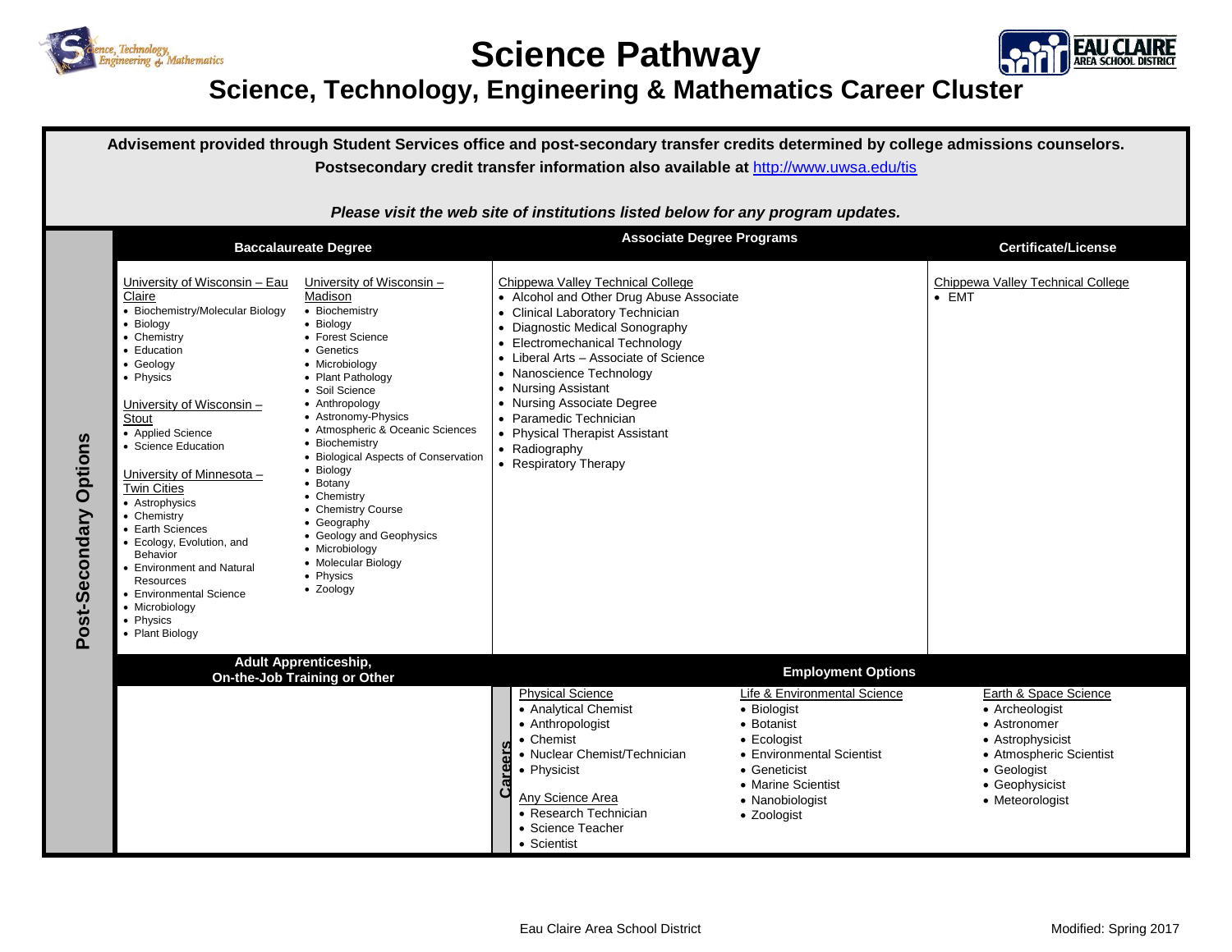# Science Pathway

## Science, Technology, Engineering & Mathematics Career Cluster

**Advisement provided through Student Services office and post-secondary transfer credits determined by college admissions counselors.**

**Postsecondary credit transfer information also available at http://www.uwsa.edu/tis**

***Please visit the web site of institutions listed below for any program updates.***

## Post-Secondary Options

### Baccalaureate Degree

**University of Wisconsin – Eau Claire**
- Biochemistry/Molecular Biology
- Biology
- Chemistry
- Education
- Geology
- Physics

**University of Wisconsin – Stout**
- Applied Science
- Science Education

**University of Minnesota – Twin Cities**
- Astrophysics
- Chemistry
- Earth Sciences
- Ecology, Evolution, and Behavior
- Environment and Natural Resources
- Environmental Science
- Microbiology
- Physics
- Plant Biology

**University of Wisconsin – Madison**
- Biochemistry
- Biology
- Forest Science
- Genetics
- Microbiology
- Plant Pathology
- Soil Science
- Anthropology
- Astronomy-Physics
- Atmospheric & Oceanic Sciences
- Biochemistry
- Biological Aspects of Conservation
- Biology
- Botany
- Chemistry
- Chemistry Course
- Geography
- Geology and Geophysics
- Microbiology
- Molecular Biology
- Physics
- Zoology

### Associate Degree Programs

**Chippewa Valley Technical College**
- Alcohol and Other Drug Abuse Associate
- Clinical Laboratory Technician
- Diagnostic Medical Sonography
- Electromechanical Technology
- Liberal Arts – Associate of Science
- Nanoscience Technology
- Nursing Assistant
- Nursing Associate Degree
- Paramedic Technician
- Physical Therapist Assistant
- Radiography
- Respiratory Therapy

### Certificate/License

**Chippewa Valley Technical College**
- EMT

### Adult Apprenticeship, On-the-Job Training or Other

### Employment Options

#### Careers

**Physical Science**
- Analytical Chemist
- Anthropologist
- Chemist
- Nuclear Chemist/Technician
- Physicist

**Any Science Area**
- Research Technician
- Science Teacher
- Scientist

**Life & Environmental Science**
- Biologist
- Botanist
- Ecologist
- Environmental Scientist
- Geneticist
- Marine Scientist
- Nanobiologist
- Zoologist

**Earth & Space Science**
- Archeologist
- Astronomer
- Astrophysicist
- Atmospheric Scientist
- Geologist
- Geophysicist
- Meteorologist

Eau Claire Area School District

Modified: Spring 2017